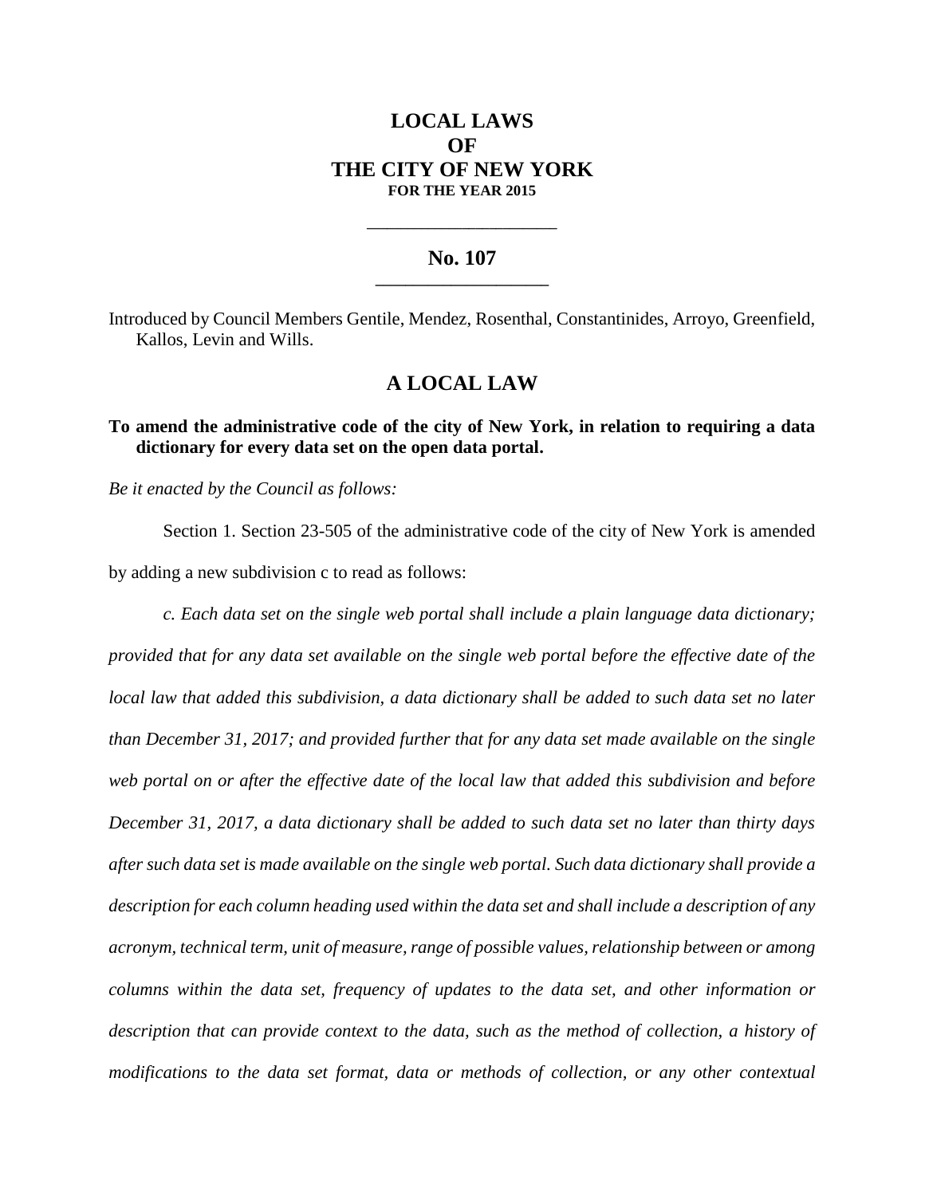# LOCAL LAWS
# OF
# THE CITY OF NEW YORK
**FOR THE YEAR 2015**

---

## No. 107

---

Introduced by Council Members Gentile, Mendez, Rosenthal, Constantinides, Arroyo, Greenfield, Kallos, Levin and Wills.

## A LOCAL LAW

**To amend the administrative code of the city of New York, in relation to requiring a data dictionary for every data set on the open data portal.**

*Be it enacted by the Council as follows:*

Section 1. Section 23-505 of the administrative code of the city of New York is amended by adding a new subdivision c to read as follows:

*c. Each data set on the single web portal shall include a plain language data dictionary; provided that for any data set available on the single web portal before the effective date of the local law that added this subdivision, a data dictionary shall be added to such data set no later than December 31, 2017; and provided further that for any data set made available on the single web portal on or after the effective date of the local law that added this subdivision and before December 31, 2017, a data dictionary shall be added to such data set no later than thirty days after such data set is made available on the single web portal. Such data dictionary shall provide a description for each column heading used within the data set and shall include a description of any acronym, technical term, unit of measure, range of possible values, relationship between or among columns within the data set, frequency of updates to the data set, and other information or description that can provide context to the data, such as the method of collection, a history of modifications to the data set format, data or methods of collection, or any other contextual*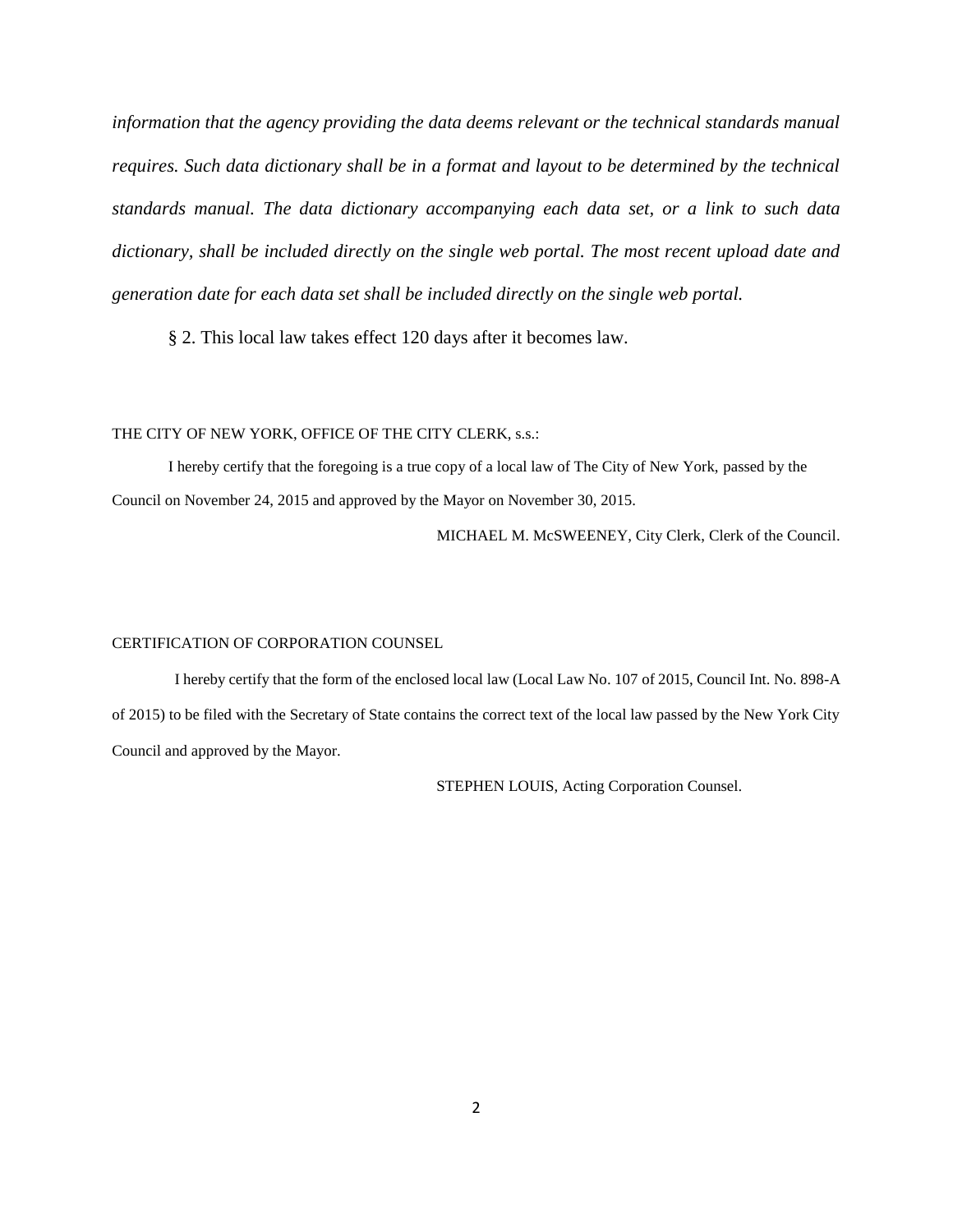*information that the agency providing the data deems relevant or the technical standards manual requires. Such data dictionary shall be in a format and layout to be determined by the technical standards manual. The data dictionary accompanying each data set, or a link to such data dictionary, shall be included directly on the single web portal. The most recent upload date and generation date for each data set shall be included directly on the single web portal.*

§ 2. This local law takes effect 120 days after it becomes law.

THE CITY OF NEW YORK, OFFICE OF THE CITY CLERK, s.s.:

I hereby certify that the foregoing is a true copy of a local law of The City of New York, passed by the Council on November 24, 2015 and approved by the Mayor on November 30, 2015.

MICHAEL M. McSWEENEY, City Clerk, Clerk of the Council.

CERTIFICATION OF CORPORATION COUNSEL

I hereby certify that the form of the enclosed local law (Local Law No. 107 of 2015, Council Int. No. 898-A of 2015) to be filed with the Secretary of State contains the correct text of the local law passed by the New York City Council and approved by the Mayor.

STEPHEN LOUIS, Acting Corporation Counsel.